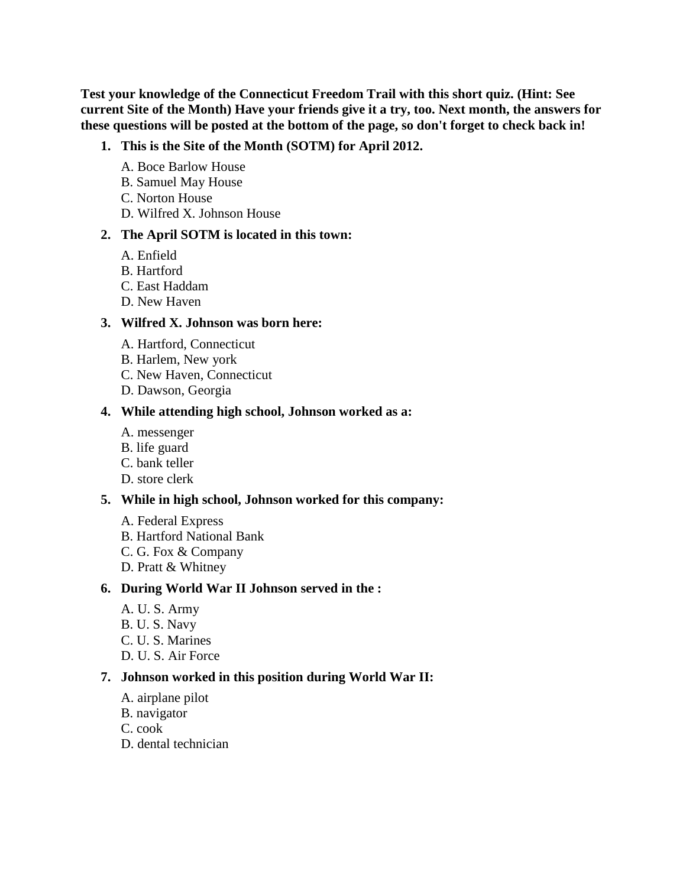**Test your knowledge of the Connecticut Freedom Trail with this short quiz. (Hint: See current Site of the Month) Have your friends give it a try, too. Next month, the answers for these questions will be posted at the bottom of the page, so don't forget to check back in!**

1. **This is the Site of the Month (SOTM) for April 2012.**

   A. Boce Barlow House
   B. Samuel May House
   C. Norton House
   D. Wilfred X. Johnson House

2. **The April SOTM is located in this town:**

   A. Enfield
   B. Hartford
   C. East Haddam
   D. New Haven

3. **Wilfred X. Johnson was born here:**

   A. Hartford, Connecticut
   B. Harlem, New york
   C. New Haven, Connecticut
   D. Dawson, Georgia

4. **While attending high school, Johnson worked as a:**

   A. messenger
   B. life guard
   C. bank teller
   D. store clerk

5. **While in high school, Johnson worked for this company:**

   A. Federal Express
   B. Hartford National Bank
   C. G. Fox & Company
   D. Pratt & Whitney

6. **During World War II Johnson served in the :**

   A. U. S. Army
   B. U. S. Navy
   C. U. S. Marines
   D. U. S. Air Force

7. **Johnson worked in this position during World War II:**

   A. airplane pilot
   B. navigator
   C. cook
   D. dental technician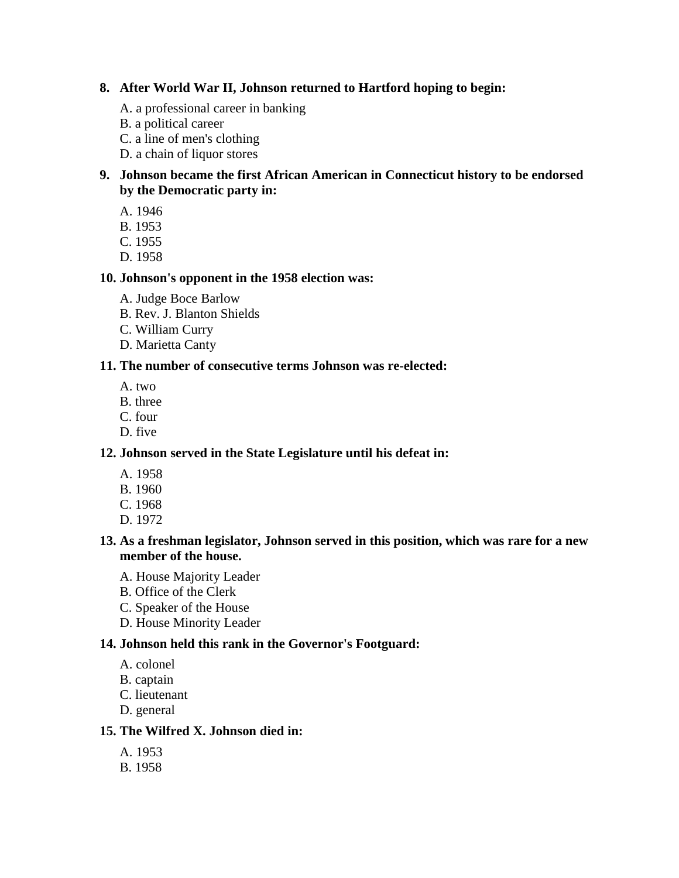**8. After World War II, Johnson returned to Hartford hoping to begin:**

A. a professional career in banking
B. a political career
C. a line of men's clothing
D. a chain of liquor stores

**9. Johnson became the first African American in Connecticut history to be endorsed by the Democratic party in:**

A. 1946
B. 1953
C. 1955
D. 1958

**10. Johnson's opponent in the 1958 election was:**

A. Judge Boce Barlow
B. Rev. J. Blanton Shields
C. William Curry
D. Marietta Canty

**11. The number of consecutive terms Johnson was re-elected:**

A. two
B. three
C. four
D. five

**12. Johnson served in the State Legislature until his defeat in:**

A. 1958
B. 1960
C. 1968
D. 1972

**13. As a freshman legislator, Johnson served in this position, which was rare for a new member of the house.**

A. House Majority Leader
B. Office of the Clerk
C. Speaker of the House
D. House Minority Leader

**14. Johnson held this rank in the Governor's Footguard:**

A. colonel
B. captain
C. lieutenant
D. general

**15. The Wilfred X. Johnson died in:**

A. 1953
B. 1958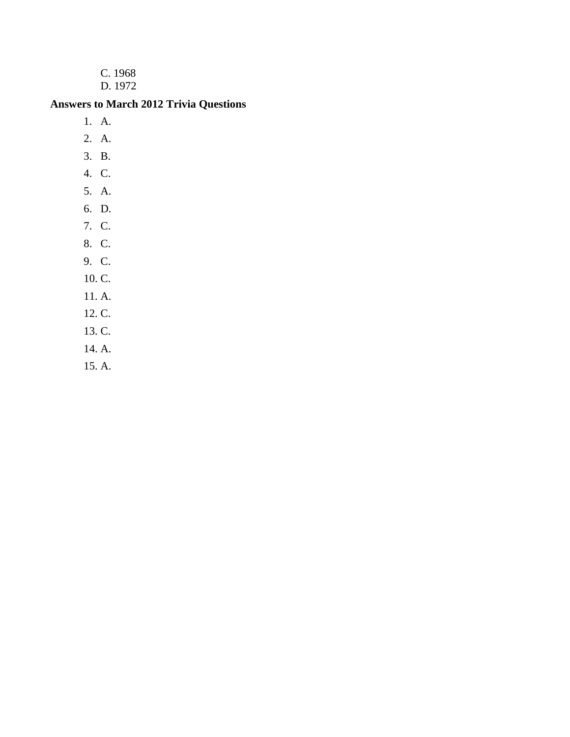C. 1968
D. 1972

### Answers to March 2012 Trivia Questions

1. A.
2. A.
3. B.
4. C.
5. A.
6. D.
7. C.
8. C.
9. C.
10. C.
11. A.
12. C.
13. C.
14. A.
15. A.